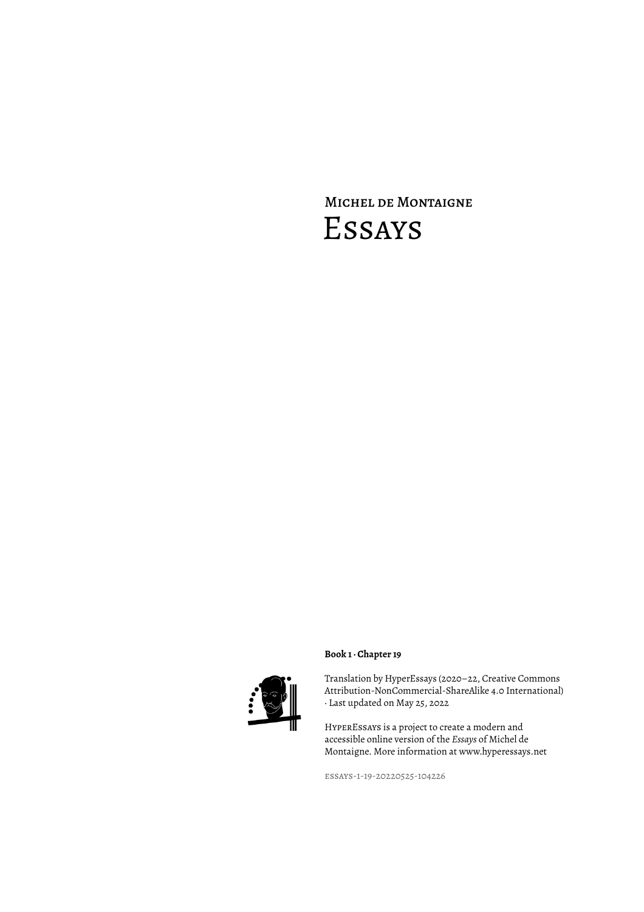Michel de Montaigne

# Essays

**Book 1 · Chapter 19**

Translation by HyperEssays (2020–22, Creative Commons Attribution-NonCommercial-ShareAlike 4.0 International) · Last updated on May 25, 2022

HyperEssays is a project to create a modern and accessible online version of the *Essays* of Michel de Montaigne. More information at www.hyperessays.net

essays-1-19-20220525-104226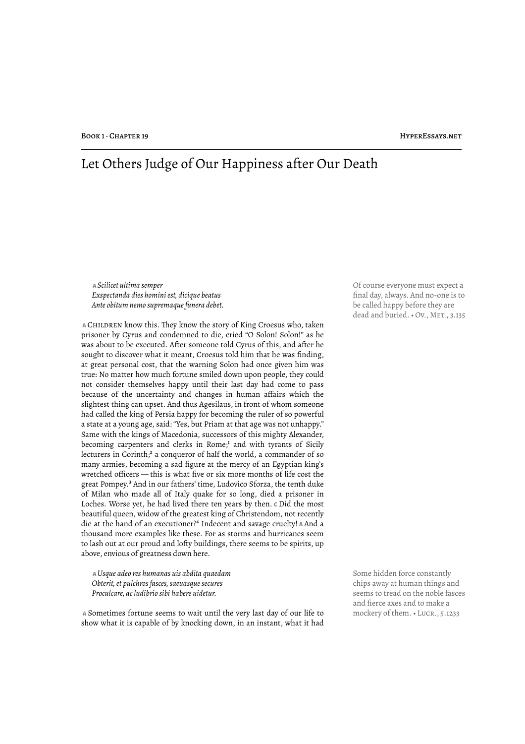# Let Others Judge of Our Happiness after Our Death

> **A** *Scilicet ultima semper*
> *Exspectanda dies homini est, dicique beatus*
> *Ante obitum nemo supremaque funera debet.*

Of course everyone must expect a final day, always. And no-one is to be called happy before they are dead and buried. • Ov., Met., 3.135

**A** Children know this. They know the story of King Croesus who, taken prisoner by Cyrus and condemned to die, cried "O Solon! Solon!" as he was about to be executed. After someone told Cyrus of this, and after he sought to discover what it meant, Croesus told him that he was finding, at great personal cost, that the warning Solon had once given him was true: No matter how much fortune smiled down upon people, they could not consider themselves happy until their last day had come to pass because of the uncertainty and changes in human affairs which the slightest thing can upset. And thus Agesilaus, in front of whom someone had called the king of Persia happy for becoming the ruler of so powerful a state at a young age, said: "Yes, but Priam at that age was not unhappy." Same with the kings of Macedonia, successors of this mighty Alexander, becoming carpenters and clerks in Rome;[1] and with tyrants of Sicily lecturers in Corinth;[2] a conqueror of half the world, a commander of so many armies, becoming a sad figure at the mercy of an Egyptian king's wretched officers — this is what five or six more months of life cost the great Pompey.[3] And in our fathers' time, Ludovico Sforza, the tenth duke of Milan who made all of Italy quake for so long, died a prisoner in Loches. Worse yet, he had lived there ten years by then. **C** Did the most beautiful queen, widow of the greatest king of Christendom, not recently die at the hand of an executioner?[4] Indecent and savage cruelty! **A** And a thousand more examples like these. For as storms and hurricanes seem to lash out at our proud and lofty buildings, there seems to be spirits, up above, envious of greatness down here.

> **A** *Usque adeo res humanas uis abdita quaedam*
> *Obterit, et pulchros fasces, saeuasque secures*
> *Proculcare, ac ludibrio sibi habere uidetur.*

Some hidden force constantly chips away at human things and seems to tread on the noble fasces and fierce axes and to make a mockery of them. • Lucr., 5.1233

**A** Sometimes fortune seems to wait until the very last day of our life to show what it is capable of by knocking down, in an instant, what it had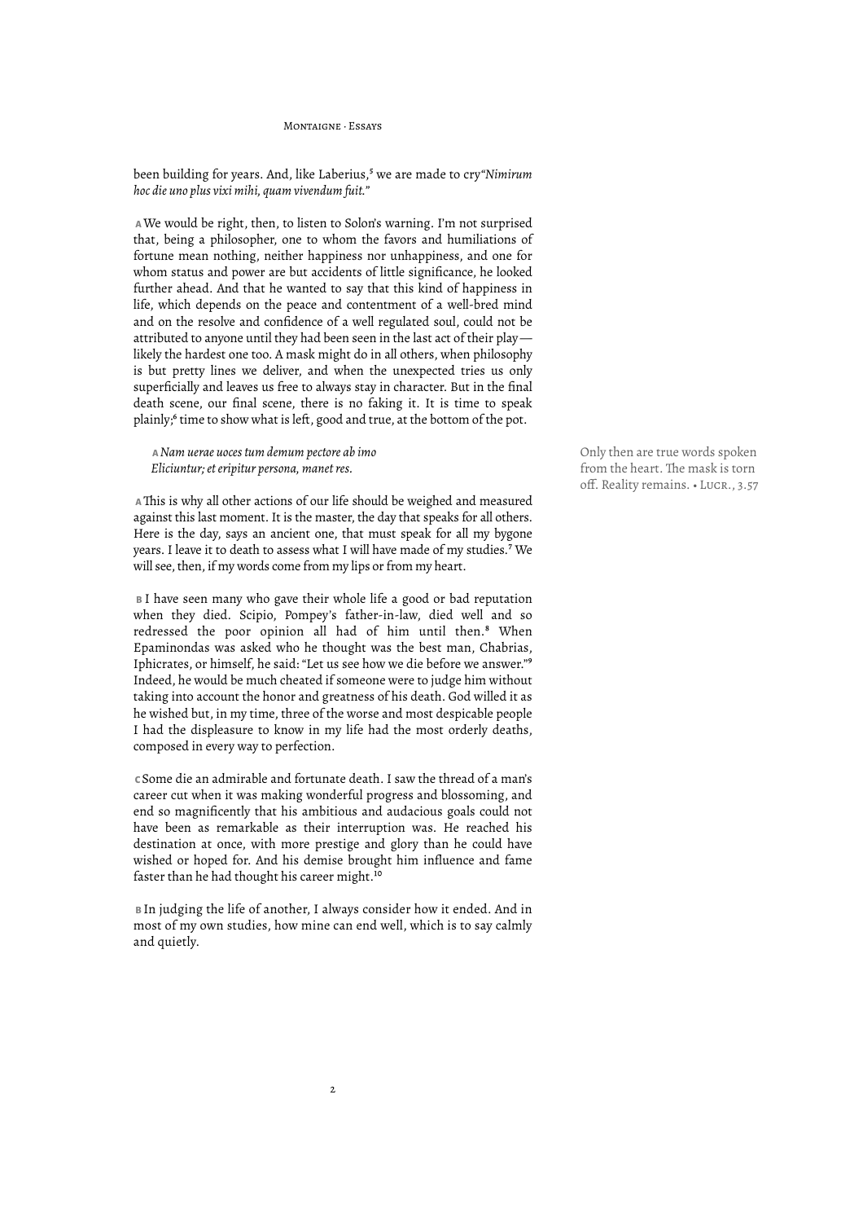been building for years. And, like Laberius,[5] we are made to cry*"Nimirum hoc die uno plus vixi mihi, quam vivendum fuit."*

**A** We would be right, then, to listen to Solon's warning. I'm not surprised that, being a philosopher, one to whom the favors and humiliations of fortune mean nothing, neither happiness nor unhappiness, and one for whom status and power are but accidents of little significance, he looked further ahead. And that he wanted to say that this kind of happiness in life, which depends on the peace and contentment of a well-bred mind and on the resolve and confidence of a well regulated soul, could not be attributed to anyone until they had been seen in the last act of their play — likely the hardest one too. A mask might do in all others, when philosophy is but pretty lines we deliver, and when the unexpected tries us only superficially and leaves us free to always stay in character. But in the final death scene, our final scene, there is no faking it. It is time to speak plainly;[6] time to show what is left, good and true, at the bottom of the pot.

**A** *Nam uerae uoces tum demum pectore ab imo*
*Eliciuntur; et eripitur persona, manet res.*

Only then are true words spoken from the heart. The mask is torn off. Reality remains. • LUCR., 3.57

**A** This is why all other actions of our life should be weighed and measured against this last moment. It is the master, the day that speaks for all others. Here is the day, says an ancient one, that must speak for all my bygone years. I leave it to death to assess what I will have made of my studies.[7] We will see, then, if my words come from my lips or from my heart.

**B** I have seen many who gave their whole life a good or bad reputation when they died. Scipio, Pompey's father-in-law, died well and so redressed the poor opinion all had of him until then.[8] When Epaminondas was asked who he thought was the best man, Chabrias, Iphicrates, or himself, he said: "Let us see how we die before we answer."[9] Indeed, he would be much cheated if someone were to judge him without taking into account the honor and greatness of his death. God willed it as he wished but, in my time, three of the worse and most despicable people I had the displeasure to know in my life had the most orderly deaths, composed in every way to perfection.

**C** Some die an admirable and fortunate death. I saw the thread of a man's career cut when it was making wonderful progress and blossoming, and end so magnificently that his ambitious and audacious goals could not have been as remarkable as their interruption was. He reached his destination at once, with more prestige and glory than he could have wished or hoped for. And his demise brought him influence and fame faster than he had thought his career might.[10]

**B** In judging the life of another, I always consider how it ended. And in most of my own studies, how mine can end well, which is to say calmly and quietly.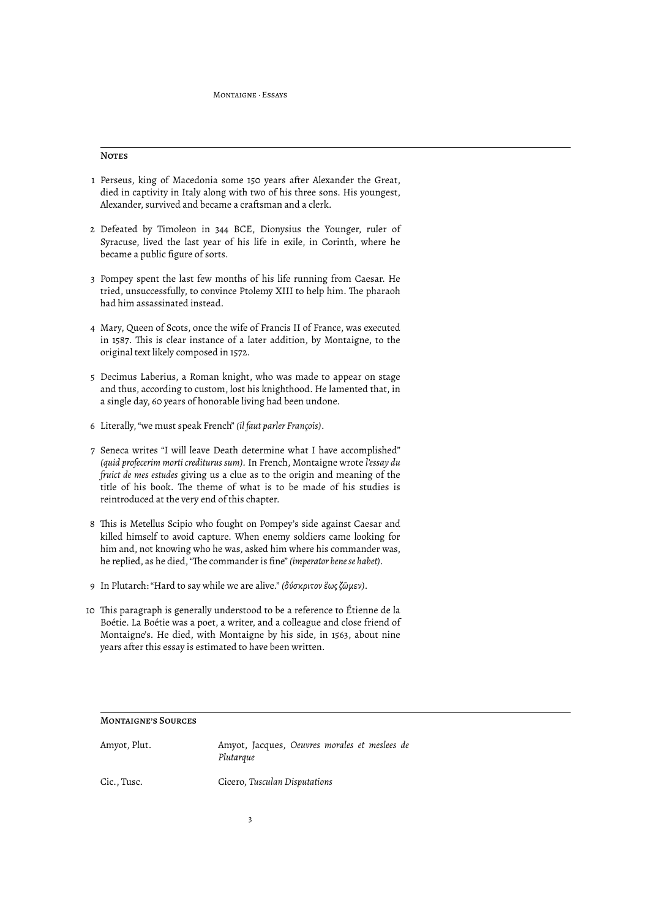## Notes

1. Perseus, king of Macedonia some 150 years after Alexander the Great, died in captivity in Italy along with two of his three sons. His youngest, Alexander, survived and became a craftsman and a clerk.

2. Defeated by Timoleon in 344 BCE, Dionysius the Younger, ruler of Syracuse, lived the last year of his life in exile, in Corinth, where he became a public figure of sorts.

3. Pompey spent the last few months of his life running from Caesar. He tried, unsuccessfully, to convince Ptolemy XIII to help him. The pharaoh had him assassinated instead.

4. Mary, Queen of Scots, once the wife of Francis II of France, was executed in 1587. This is clear instance of a later addition, by Montaigne, to the original text likely composed in 1572.

5. Decimus Laberius, a Roman knight, who was made to appear on stage and thus, according to custom, lost his knighthood. He lamented that, in a single day, 60 years of honorable living had been undone.

6. Literally, "we must speak French" *(il faut parler François)*.

7. Seneca writes "I will leave Death determine what I have accomplished" *(quid profecerim morti crediturus sum)*. In French, Montaigne wrote *l'essay du fruict de mes estudes* giving us a clue as to the origin and meaning of the title of his book. The theme of what is to be made of his studies is reintroduced at the very end of this chapter.

8. This is Metellus Scipio who fought on Pompey's side against Caesar and killed himself to avoid capture. When enemy soldiers came looking for him and, not knowing who he was, asked him where his commander was, he replied, as he died, "The commander is fine" *(imperator bene se habet)*.

9. In Plutarch: "Hard to say while we are alive." *(δύσκριτον ἕως ζῶμεν)*.

10. This paragraph is generally understood to be a reference to Étienne de la Boétie. La Boétie was a poet, a writer, and a colleague and close friend of Montaigne's. He died, with Montaigne by his side, in 1563, about nine years after this essay is estimated to have been written.

## Montaigne's Sources

| | |
|---|---|
| Amyot, Plut. | Amyot, Jacques, *Oeuvres morales et meslees de Plutarque* |
| Cic., Tusc. | Cicero, *Tusculan Disputations* |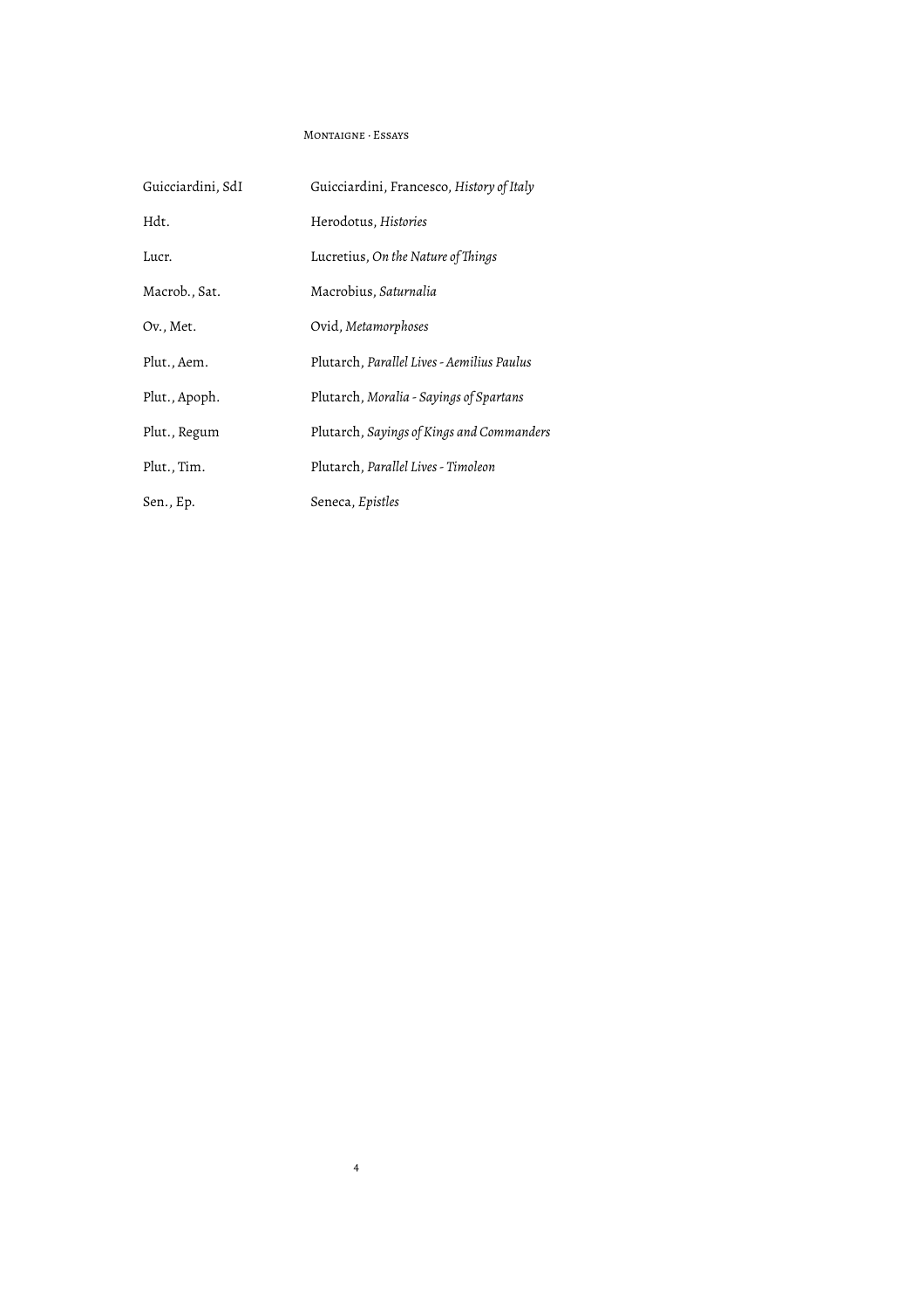| | |
|---|---|
| Guicciardini, SdI | Guicciardini, Francesco, *History of Italy* |
| Hdt. | Herodotus, *Histories* |
| Lucr. | Lucretius, *On the Nature of Things* |
| Macrob., Sat. | Macrobius, *Saturnalia* |
| Ov., Met. | Ovid, *Metamorphoses* |
| Plut., Aem. | Plutarch, *Parallel Lives - Aemilius Paulus* |
| Plut., Apoph. | Plutarch, *Moralia - Sayings of Spartans* |
| Plut., Regum | Plutarch, *Sayings of Kings and Commanders* |
| Plut., Tim. | Plutarch, *Parallel Lives - Timoleon* |
| Sen., Ep. | Seneca, *Epistles* |